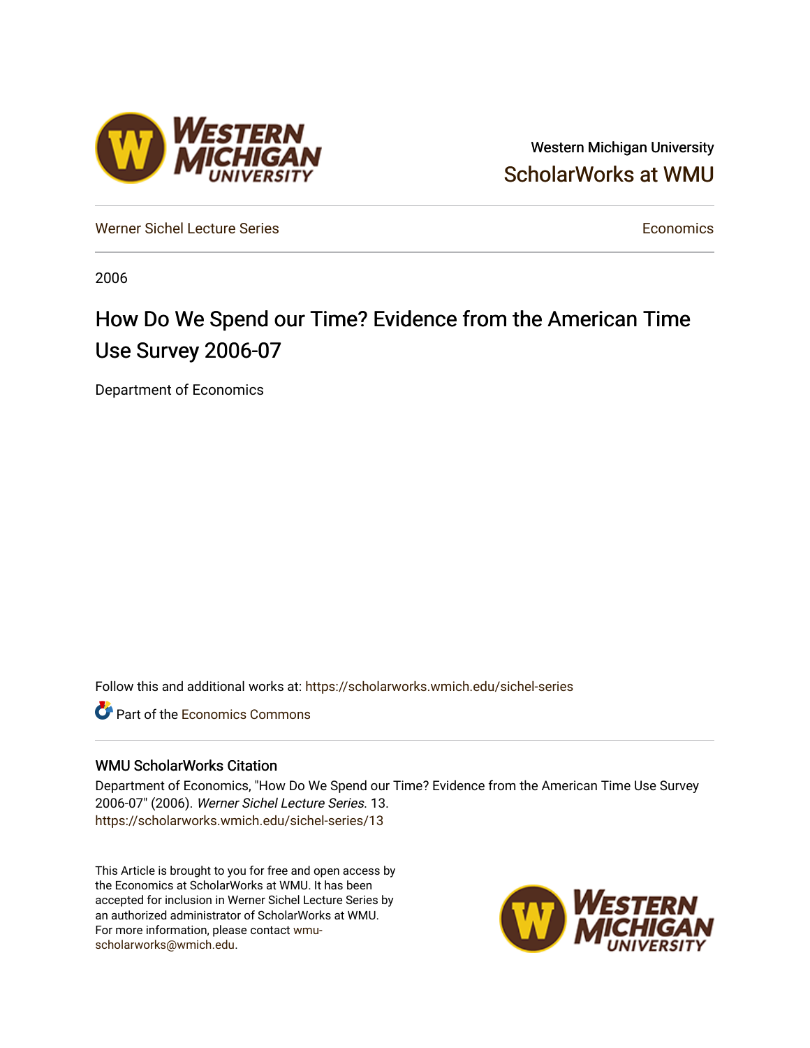Western Michigan University

ScholarWorks at WMU

Werner Sichel Lecture Series

Economics

2006

# How Do We Spend our Time? Evidence from the American Time Use Survey 2006-07

Department of Economics

Follow this and additional works at: https://scholarworks.wmich.edu/sichel-series

Part of the Economics Commons

## WMU ScholarWorks Citation

Department of Economics, "How Do We Spend our Time? Evidence from the American Time Use Survey 2006-07" (2006). *Werner Sichel Lecture Series*. 13.
https://scholarworks.wmich.edu/sichel-series/13

This Article is brought to you for free and open access by the Economics at ScholarWorks at WMU. It has been accepted for inclusion in Werner Sichel Lecture Series by an authorized administrator of ScholarWorks at WMU. For more information, please contact wmu-scholarworks@wmich.edu.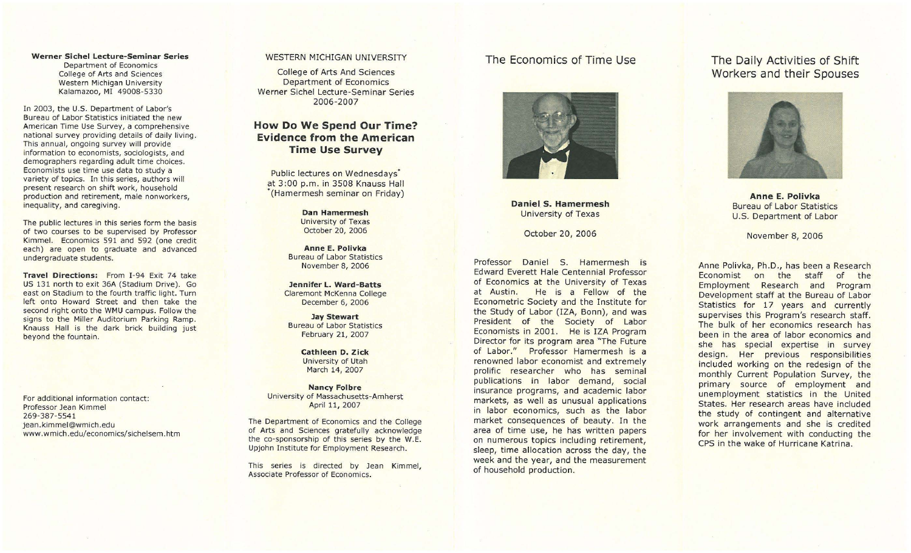**Werner Sichel Lecture-Seminar Series**
Department of Economics
College of Arts and Sciences
Western Michigan University
Kalamazoo, MI 49008-5330

In 2003, the U.S. Department of Labor's Bureau of Labor Statistics initiated the new American Time Use Survey, a comprehensive national survey providing details of daily living. This annual, ongoing survey will provide information to economists, sociologists, and demographers regarding adult time choices. Economists use time use data to study a variety of topics. In this series, authors will present research on shift work, household production and retirement, male nonworkers, inequality, and caregiving.

The public lectures in this series form the basis of two courses to be supervised by Professor Kimmel. Economics 591 and 592 (one credit each) are open to graduate and advanced undergraduate students.

**Travel Directions:** From I-94 Exit 74 take US 131 north to exit 36A (Stadium Drive). Go east on Stadium to the fourth traffic light. Turn left onto Howard Street and then take the second right onto the WMU campus. Follow the signs to the Miller Auditorium Parking Ramp. Knauss Hall is the dark brick building just beyond the fountain.

For additional information contact:
Professor Jean Kimmel
269-387-5541
jean.kimmel@wmich.edu
www.wmich.edu/economics/sichelsem.htm

WESTERN MICHIGAN UNIVERSITY

College of Arts And Sciences
Department of Economics
Werner Sichel Lecture-Seminar Series
2006-2007

## How Do We Spend Our Time? Evidence from the American Time Use Survey

Public lectures on Wednesdays*
at 3:00 p.m. in 3508 Knauss Hall
*(Hamermesh seminar on Friday)

**Dan Hamermesh**
University of Texas
October 20, 2006

**Anne E. Polivka**
Bureau of Labor Statistics
November 8, 2006

**Jennifer L. Ward-Batts**
Claremont McKenna College
December 6, 2006

**Jay Stewart**
Bureau of Labor Statistics
February 21, 2007

**Cathleen D. Zick**
University of Utah
March 14, 2007

**Nancy Folbre**
University of Massachusetts-Amherst
April 11, 2007

The Department of Economics and the College of Arts and Sciences gratefully acknowledge the co-sponsorship of this series by the W.E. Upjohn Institute for Employment Research.

This series is directed by Jean Kimmel, Associate Professor of Economics.

## The Economics of Time Use

**Daniel S. Hamermesh**
University of Texas

October 20, 2006

Professor Daniel S. Hamermesh is Edward Everett Hale Centennial Professor of Economics at the University of Texas at Austin. He is a Fellow of the Econometric Society and the Institute for the Study of Labor (IZA, Bonn), and was President of the Society of Labor Economists in 2001. He is IZA Program Director for its program area "The Future of Labor." Professor Hamermesh is a renowned labor economist and extremely prolific researcher who has seminal publications in labor demand, social insurance programs, and academic labor markets, as well as unusual applications in labor economics, such as the labor market consequences of beauty. In the area of time use, he has written papers on numerous topics including retirement, sleep, time allocation across the day, the week and the year, and the measurement of household production.

## The Daily Activities of Shift Workers and their Spouses

**Anne E. Polivka**
Bureau of Labor Statistics
U.S. Department of Labor

November 8, 2006

Anne Polivka, Ph.D., has been a Research Economist on the staff of the Employment Research and Program Development staff at the Bureau of Labor Statistics for 17 years and currently supervises this Program's research staff. The bulk of her economics research has been in the area of labor economics and she has special expertise in survey design. Her previous responsibilities included working on the redesign of the monthly Current Population Survey, the primary source of employment and unemployment statistics in the United States. Her research areas have included the study of contingent and alternative work arrangements and she is credited for her involvement with conducting the CPS in the wake of Hurricane Katrina.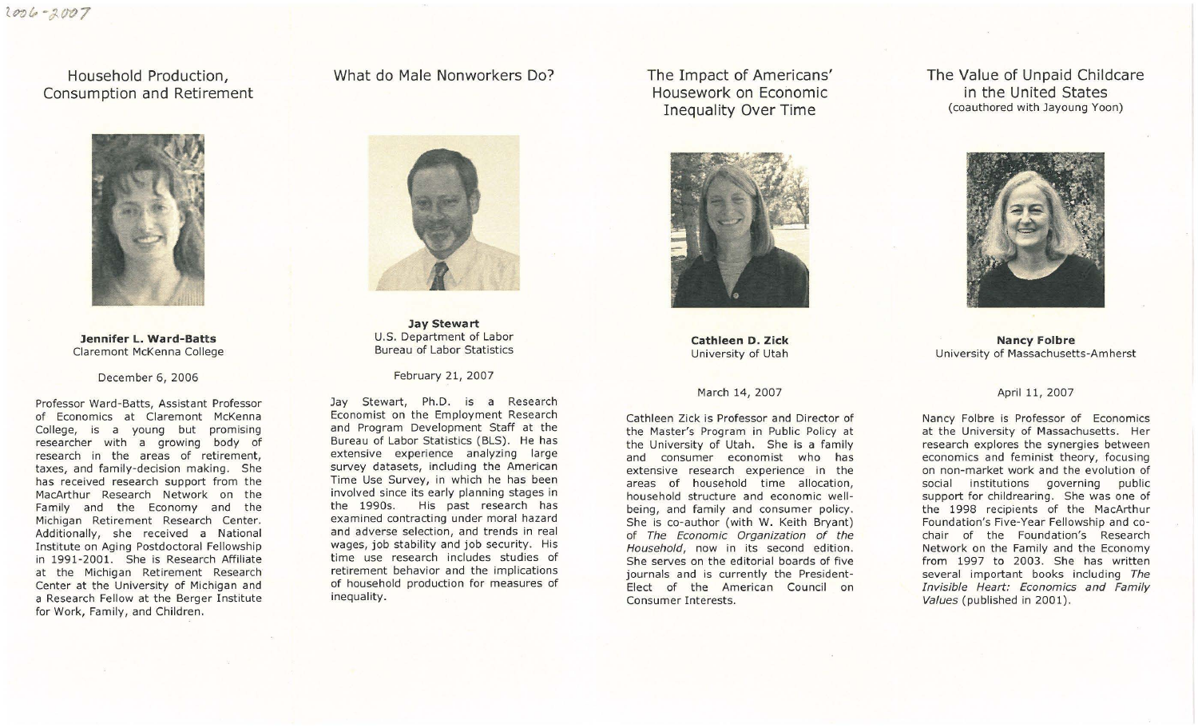2006-2007

## Household Production, Consumption and Retirement

**Jennifer L. Ward-Batts**
Claremont McKenna College

December 6, 2006

Professor Ward-Batts, Assistant Professor of Economics at Claremont McKenna College, is a young but promising researcher with a growing body of research in the areas of retirement, taxes, and family-decision making. She has received research support from the MacArthur Research Network on the Family and the Economy and the Michigan Retirement Research Center. Additionally, she received a National Institute on Aging Postdoctoral Fellowship in 1991-2001. She is Research Affiliate at the Michigan Retirement Research Center at the University of Michigan and a Research Fellow at the Berger Institute for Work, Family, and Children.

## What do Male Nonworkers Do?

**Jay Stewart**
U.S. Department of Labor
Bureau of Labor Statistics

February 21, 2007

Jay Stewart, Ph.D. is a Research Economist on the Employment Research and Program Development Staff at the Bureau of Labor Statistics (BLS). He has extensive experience analyzing large survey datasets, including the American Time Use Survey, in which he has been involved since its early planning stages in the 1990s. His past research has examined contracting under moral hazard and adverse selection, and trends in real wages, job stability and job security. His time use research includes studies of retirement behavior and the implications of household production for measures of inequality.

## The Impact of Americans' Housework on Economic Inequality Over Time

**Cathleen D. Zick**
University of Utah

March 14, 2007

Cathleen Zick is Professor and Director of the Master's Program in Public Policy at the University of Utah. She is a family and consumer economist who has extensive research experience in the areas of household time allocation, household structure and economic well-being, and family and consumer policy. She is co-author (with W. Keith Bryant) of *The Economic Organization of the Household*, now in its second edition. She serves on the editorial boards of five journals and is currently the President-Elect of the American Council on Consumer Interests.

## The Value of Unpaid Childcare in the United States
(coauthored with Jayoung Yoon)

**Nancy Folbre**
University of Massachusetts-Amherst

April 11, 2007

Nancy Folbre is Professor of Economics at the University of Massachusetts. Her research explores the synergies between economics and feminist theory, focusing on non-market work and the evolution of social institutions governing public support for childrearing. She was one of the 1998 recipients of the MacArthur Foundation's Five-Year Fellowship and co-chair of the Foundation's Research Network on the Family and the Economy from 1997 to 2003. She has written several important books including *The Invisible Heart: Economics and Family Values* (published in 2001).